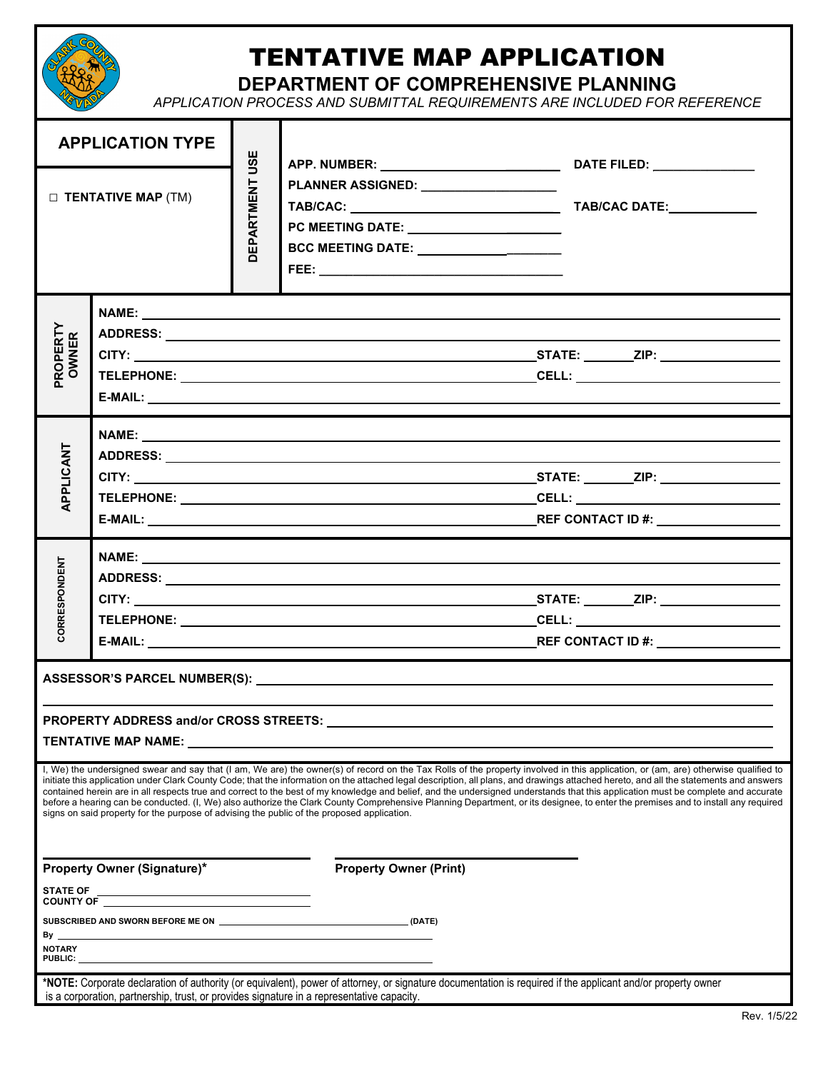# TENTATIVE MAP APPLICATION

## DEPARTMENT OF COMPREHENSIVE PLANNING

*APPLICATION PROCESS AND SUBMITTAL REQUIREMENTS ARE INCLUDED FOR REFERENCE*

| APPLICATION TYPE | DEPARTMENT USE | |
|---|---|---|
| ☐ **TENTATIVE MAP** (TM) | | **APP. NUMBER:** ______________ **DATE FILED:** ______________ |
| | | **PLANNER ASSIGNED:** ______________ |
| | | **TAB/CAC:** ______________ **TAB/CAC DATE:** ______________ |
| | | **PC MEETING DATE:** ______________ |
| | | **BCC MEETING DATE:** ______________ |
| | | **FEE:** ______________ |

**PROPERTY OWNER**

**NAME:** ______________
**ADDRESS:** ______________
**CITY:** ______________ **STATE:** ______ **ZIP:** ______________
**TELEPHONE:** ______________ **CELL:** ______________
**E-MAIL:** ______________

**APPLICANT**

**NAME:** ______________
**ADDRESS:** ______________
**CITY:** ______________ **STATE:** ______ **ZIP:** ______________
**TELEPHONE:** ______________ **CELL:** ______________
**E-MAIL:** ______________ **REF CONTACT ID #:** ______________

**CORRESPONDENT**

**NAME:** ______________
**ADDRESS:** ______________
**CITY:** ______________ **STATE:** ______ **ZIP:** ______________
**TELEPHONE:** ______________ **CELL:** ______________
**E-MAIL:** ______________ **REF CONTACT ID #:** ______________

**ASSESSOR'S PARCEL NUMBER(S):** ______________

**PROPERTY ADDRESS and/or CROSS STREETS:** ______________

**TENTATIVE MAP NAME:** ______________

I, We) the undersigned swear and say that (I am, We are) the owner(s) of record on the Tax Rolls of the property involved in this application, or (am, are) otherwise qualified to initiate this application under Clark County Code; that the information on the attached legal description, all plans, and drawings attached hereto, and all the statements and answers contained herein are in all respects true and correct to the best of my knowledge and belief, and the undersigned understands that this application must be complete and accurate before a hearing can be conducted. (I, We) also authorize the Clark County Comprehensive Planning Department, or its designee, to enter the premises and to install any required signs on said property for the purpose of advising the public of the proposed application.

______________ ______________
**Property Owner (Signature)*** **Property Owner (Print)**

**STATE OF** ______________
**COUNTY OF** ______________

**SUBSCRIBED AND SWORN BEFORE ME ON** ______________ **(DATE)**
**By** ______________
**NOTARY PUBLIC:** ______________

***NOTE:** Corporate declaration of authority (or equivalent), power of attorney, or signature documentation is required if the applicant and/or property owner is a corporation, partnership, trust, or provides signature in a representative capacity.

Rev. 1/5/22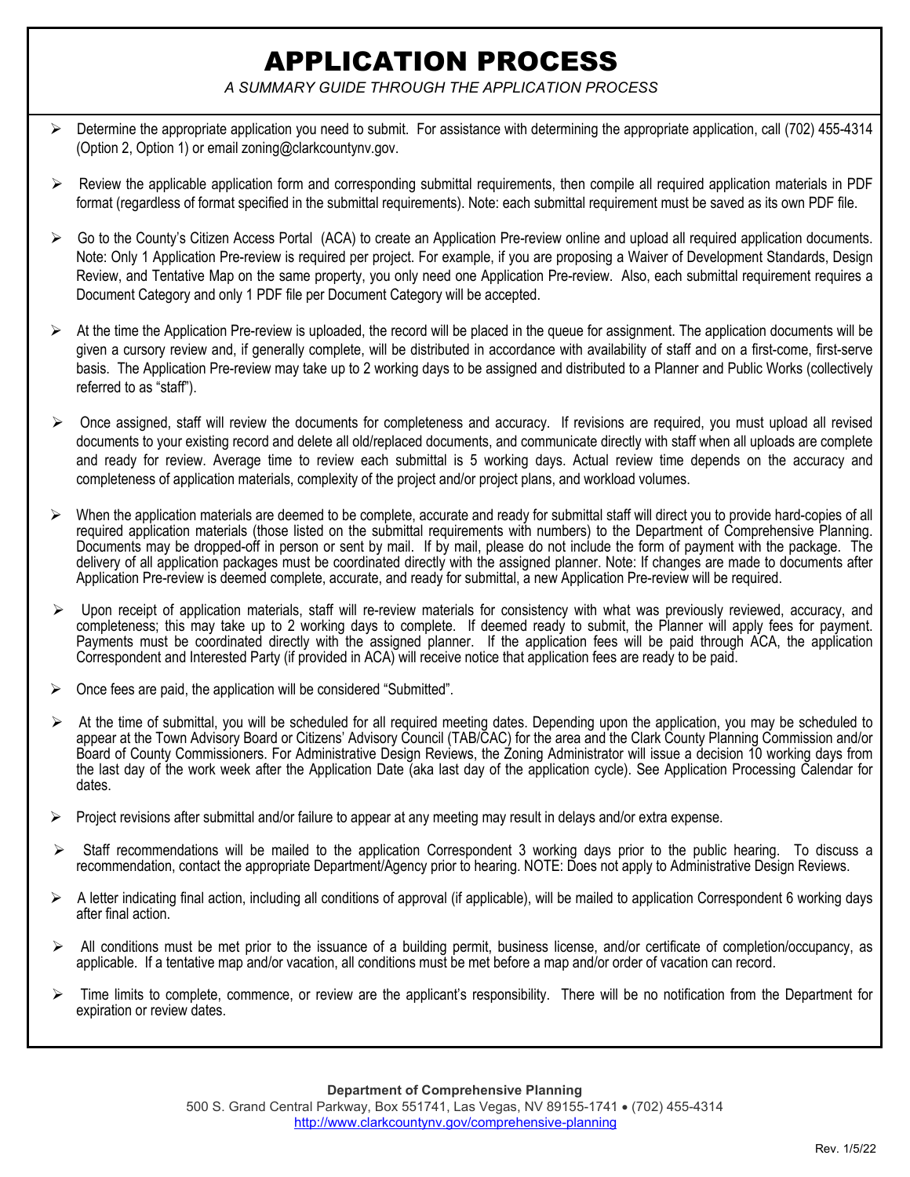# APPLICATION PROCESS

*A SUMMARY GUIDE THROUGH THE APPLICATION PROCESS*

- Determine the appropriate application you need to submit. For assistance with determining the appropriate application, call (702) 455-4314 (Option 2, Option 1) or email zoning@clarkcountynv.gov.
- Review the applicable application form and corresponding submittal requirements, then compile all required application materials in PDF format (regardless of format specified in the submittal requirements). Note: each submittal requirement must be saved as its own PDF file.
- Go to the County's Citizen Access Portal (ACA) to create an Application Pre-review online and upload all required application documents. Note: Only 1 Application Pre-review is required per project. For example, if you are proposing a Waiver of Development Standards, Design Review, and Tentative Map on the same property, you only need one Application Pre-review. Also, each submittal requirement requires a Document Category and only 1 PDF file per Document Category will be accepted.
- At the time the Application Pre-review is uploaded, the record will be placed in the queue for assignment. The application documents will be given a cursory review and, if generally complete, will be distributed in accordance with availability of staff and on a first-come, first-serve basis. The Application Pre-review may take up to 2 working days to be assigned and distributed to a Planner and Public Works (collectively referred to as "staff").
- Once assigned, staff will review the documents for completeness and accuracy. If revisions are required, you must upload all revised documents to your existing record and delete all old/replaced documents, and communicate directly with staff when all uploads are complete and ready for review. Average time to review each submittal is 5 working days. Actual review time depends on the accuracy and completeness of application materials, complexity of the project and/or project plans, and workload volumes.
- When the application materials are deemed to be complete, accurate and ready for submittal staff will direct you to provide hard-copies of all required application materials (those listed on the submittal requirements with numbers) to the Department of Comprehensive Planning. Documents may be dropped-off in person or sent by mail. If by mail, please do not include the form of payment with the package. The delivery of all application packages must be coordinated directly with the assigned planner. Note: If changes are made to documents after Application Pre-review is deemed complete, accurate, and ready for submittal, a new Application Pre-review will be required.
- Upon receipt of application materials, staff will re-review materials for consistency with what was previously reviewed, accuracy, and completeness; this may take up to 2 working days to complete. If deemed ready to submit, the Planner will apply fees for payment. Payments must be coordinated directly with the assigned planner. If the application fees will be paid through ACA, the application Correspondent and Interested Party (if provided in ACA) will receive notice that application fees are ready to be paid.
- Once fees are paid, the application will be considered "Submitted".
- At the time of submittal, you will be scheduled for all required meeting dates. Depending upon the application, you may be scheduled to appear at the Town Advisory Board or Citizens' Advisory Council (TAB/CAC) for the area and the Clark County Planning Commission and/or Board of County Commissioners. For Administrative Design Reviews, the Zoning Administrator will issue a decision 10 working days from the last day of the work week after the Application Date (aka last day of the application cycle). See Application Processing Calendar for dates.
- Project revisions after submittal and/or failure to appear at any meeting may result in delays and/or extra expense.
- Staff recommendations will be mailed to the application Correspondent 3 working days prior to the public hearing. To discuss a recommendation, contact the appropriate Department/Agency prior to hearing. NOTE: Does not apply to Administrative Design Reviews.
- A letter indicating final action, including all conditions of approval (if applicable), will be mailed to application Correspondent 6 working days after final action.
- All conditions must be met prior to the issuance of a building permit, business license, and/or certificate of completion/occupancy, as applicable. If a tentative map and/or vacation, all conditions must be met before a map and/or order of vacation can record.
- Time limits to complete, commence, or review are the applicant's responsibility. There will be no notification from the Department for expiration or review dates.

**Department of Comprehensive Planning**
500 S. Grand Central Parkway, Box 551741, Las Vegas, NV 89155-1741 • (702) 455-4314
http://www.clarkcountynv.gov/comprehensive-planning

Rev. 1/5/22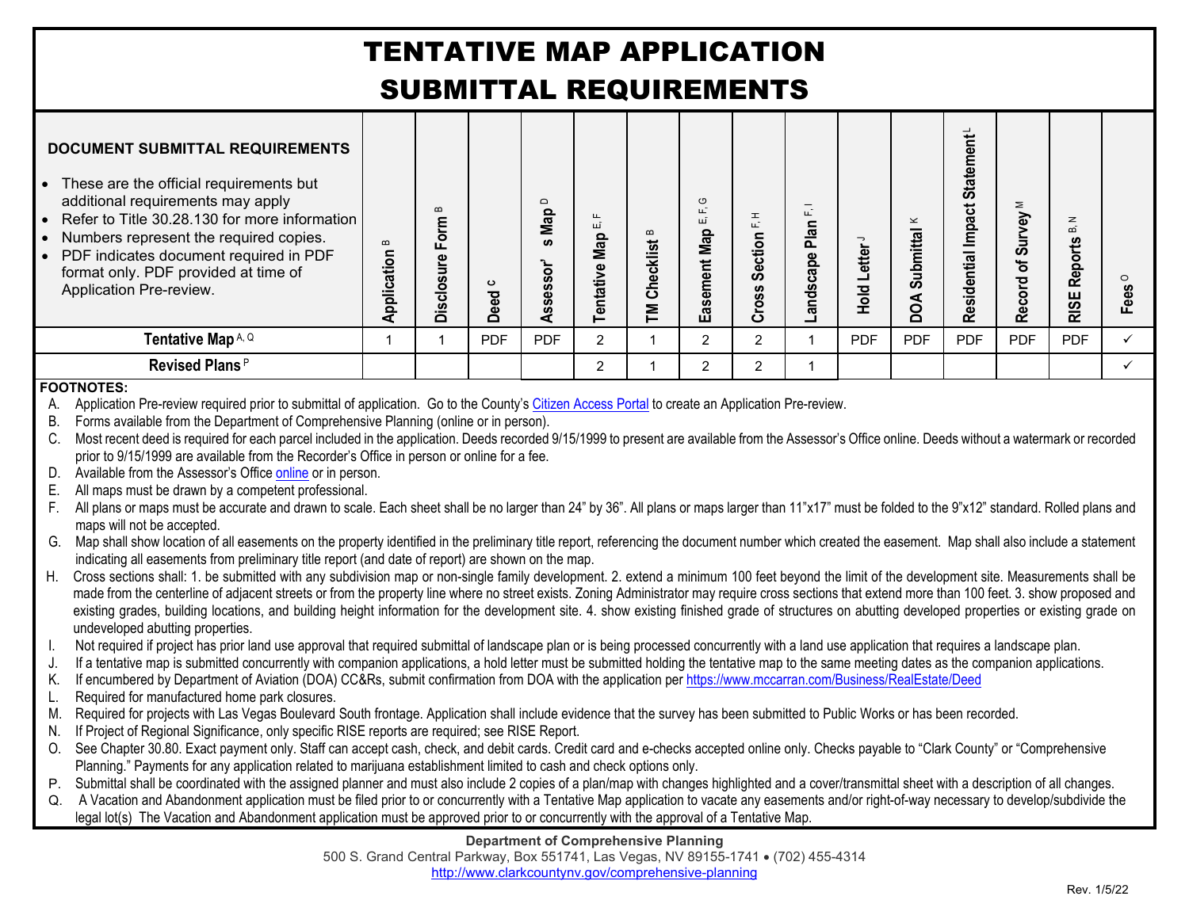# TENTATIVE MAP APPLICATION SUBMITTAL REQUIREMENTS

| **DOCUMENT SUBMITTAL REQUIREMENTS**<br>• These are the official requirements but additional requirements may apply<br>• Refer to Title 30.28.130 for more information<br>• Numbers represent the required copies.<br>• PDF indicates document required in PDF format only. PDF provided at time of Application Pre-review. | Application [B] | Disclosure Form [B] | Deed [C] | Assessor's Map [D] | Tentative Map [E, F] | TM Checklist [B] | Easement Map [E, F, G] | Cross Section [F, H] | Landscape Plan [F, I] | Hold Letter [J] | DOA Submittal [K] | Residential Impact Statement [L] | Record of Survey [M] | RISE Reports [B, N] | Fees [O] |
|---|---|---|---|---|---|---|---|---|---|---|---|---|---|---|---|
| **Tentative Map** [A, Q] | 1 | 1 | PDF | PDF | 2 | 1 | 2 | 2 | 1 | PDF | PDF | PDF | PDF | PDF | ✓ |
| **Revised Plans** [P] | | | | | 2 | 1 | 2 | 2 | 1 | | | | | | ✓ |

**FOOTNOTES:**

A. Application Pre-review required prior to submittal of application. Go to the County's Citizen Access Portal to create an Application Pre-review.

B. Forms available from the Department of Comprehensive Planning (online or in person).

C. Most recent deed is required for each parcel included in the application. Deeds recorded 9/15/1999 to present are available from the Assessor's Office online. Deeds without a watermark or recorded prior to 9/15/1999 are available from the Recorder's Office in person or online for a fee.

D. Available from the Assessor's Office online or in person.

E. All maps must be drawn by a competent professional.

F. All plans or maps must be accurate and drawn to scale. Each sheet shall be no larger than 24" by 36". All plans or maps larger than 11"x17" must be folded to the 9"x12" standard. Rolled plans and maps will not be accepted.

G. Map shall show location of all easements on the property identified in the preliminary title report, referencing the document number which created the easement. Map shall also include a statement indicating all easements from preliminary title report (and date of report) are shown on the map.

H. Cross sections shall: 1. be submitted with any subdivision map or non-single family development. 2. extend a minimum 100 feet beyond the limit of the development site. Measurements shall be made from the centerline of adjacent streets or from the property line where no street exists. Zoning Administrator may require cross sections that extend more than 100 feet. 3. show proposed and existing grades, building locations, and building height information for the development site. 4. show existing finished grade of structures on abutting developed properties or existing grade on undeveloped abutting properties.

I. Not required if project has prior land use approval that required submittal of landscape plan or is being processed concurrently with a land use application that requires a landscape plan.

J. If a tentative map is submitted concurrently with companion applications, a hold letter must be submitted holding the tentative map to the same meeting dates as the companion applications.

K. If encumbered by Department of Aviation (DOA) CC&Rs, submit confirmation from DOA with the application per https://www.mccarran.com/Business/RealEstate/Deed

L. Required for manufactured home park closures.

M. Required for projects with Las Vegas Boulevard South frontage. Application shall include evidence that the survey has been submitted to Public Works or has been recorded.

N. If Project of Regional Significance, only specific RISE reports are required; see RISE Report.

O. See Chapter 30.80. Exact payment only. Staff can accept cash, check, and debit cards. Credit card and e-checks accepted online only. Checks payable to "Clark County" or "Comprehensive Planning." Payments for any application related to marijuana establishment limited to cash and check options only.

P. Submittal shall be coordinated with the assigned planner and must also include 2 copies of a plan/map with changes highlighted and a cover/transmittal sheet with a description of all changes.

Q. A Vacation and Abandonment application must be filed prior to or concurrently with a Tentative Map application to vacate any easements and/or right-of-way necessary to develop/subdivide the legal lot(s) The Vacation and Abandonment application must be approved prior to or concurrently with the approval of a Tentative Map.

**Department of Comprehensive Planning**
500 S. Grand Central Parkway, Box 551741, Las Vegas, NV 89155-1741 • (702) 455-4314
http://www.clarkcountynv.gov/comprehensive-planning

Rev. 1/5/22